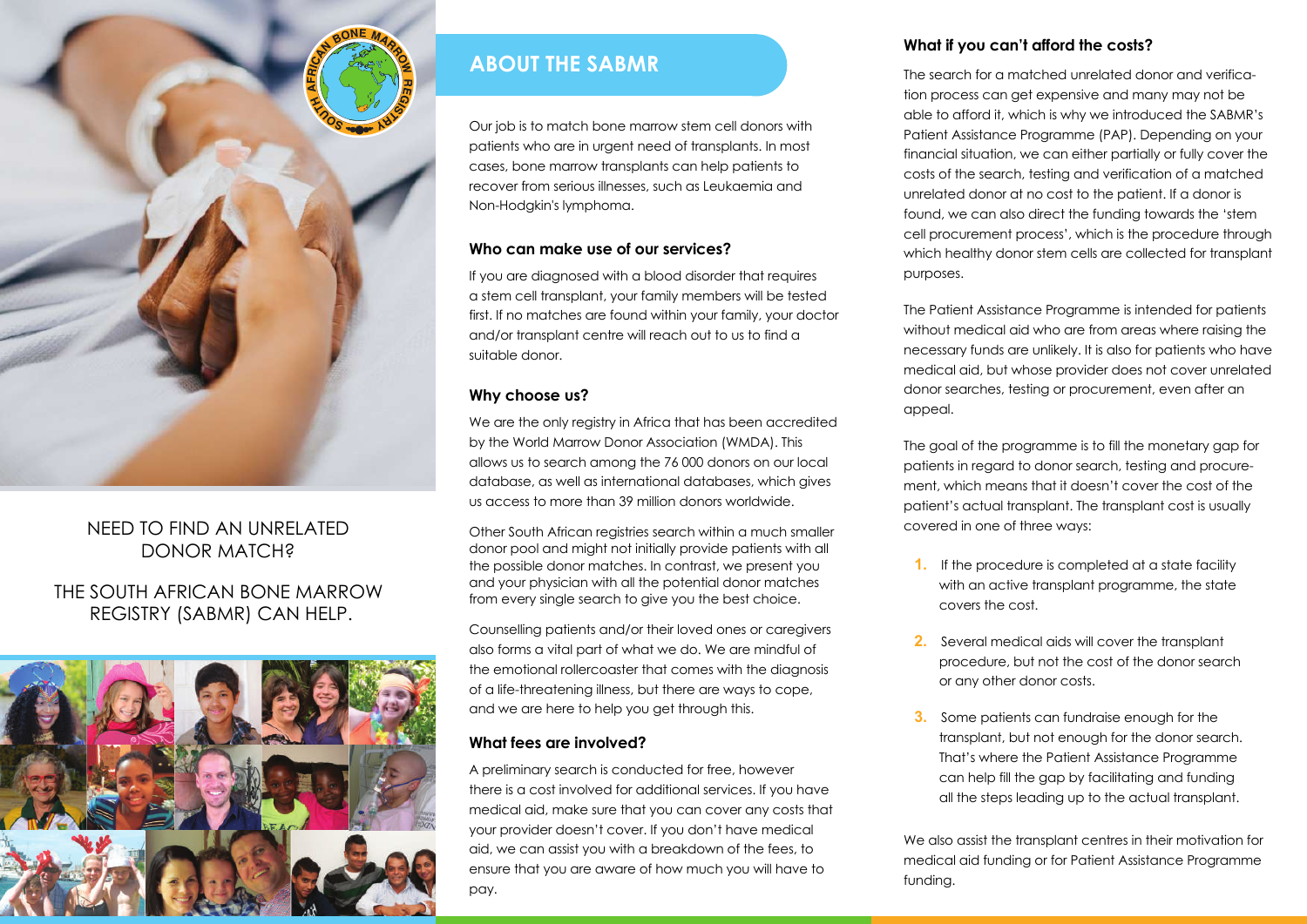NEED TO FIND AN UNRELATED DONOR MATCH?

THE SOUTH AFRICAN BONE MARROW REGISTRY (SABMR) CAN HELP.

## ABOUT THE SABMR

Our job is to match bone marrow stem cell donors with patients who are in urgent need of transplants. In most cases, bone marrow transplants can help patients to recover from serious illnesses, such as Leukaemia and Non-Hodgkin's lymphoma.

### Who can make use of our services?

If you are diagnosed with a blood disorder that requires a stem cell transplant, your family members will be tested first. If no matches are found within your family, your doctor and/or transplant centre will reach out to us to find a suitable donor.

### Why choose us?

We are the only registry in Africa that has been accredited by the World Marrow Donor Association (WMDA). This allows us to search among the 76 000 donors on our local database, as well as international databases, which gives us access to more than 39 million donors worldwide.

Other South African registries search within a much smaller donor pool and might not initially provide patients with all the possible donor matches. In contrast, we present you and your physician with all the potential donor matches from every single search to give you the best choice.

Counselling patients and/or their loved ones or caregivers also forms a vital part of what we do. We are mindful of the emotional rollercoaster that comes with the diagnosis of a life-threatening illness, but there are ways to cope, and we are here to help you get through this.

### What fees are involved?

A preliminary search is conducted for free, however there is a cost involved for additional services. If you have medical aid, make sure that you can cover any costs that your provider doesn't cover. If you don't have medical aid, we can assist you with a breakdown of the fees, to ensure that you are aware of how much you will have to pay.

### What if you can't afford the costs?

The search for a matched unrelated donor and verification process can get expensive and many may not be able to afford it, which is why we introduced the SABMR's Patient Assistance Programme (PAP). Depending on your financial situation, we can either partially or fully cover the costs of the search, testing and verification of a matched unrelated donor at no cost to the patient. If a donor is found, we can also direct the funding towards the 'stem cell procurement process', which is the procedure through which healthy donor stem cells are collected for transplant purposes.

The Patient Assistance Programme is intended for patients without medical aid who are from areas where raising the necessary funds are unlikely. It is also for patients who have medical aid, but whose provider does not cover unrelated donor searches, testing or procurement, even after an appeal.

The goal of the programme is to fill the monetary gap for patients in regard to donor search, testing and procurement, which means that it doesn't cover the cost of the patient's actual transplant. The transplant cost is usually covered in one of three ways:

1. If the procedure is completed at a state facility with an active transplant programme, the state covers the cost.
2. Several medical aids will cover the transplant procedure, but not the cost of the donor search or any other donor costs.
3. Some patients can fundraise enough for the transplant, but not enough for the donor search. That's where the Patient Assistance Programme can help fill the gap by facilitating and funding all the steps leading up to the actual transplant.

We also assist the transplant centres in their motivation for medical aid funding or for Patient Assistance Programme funding.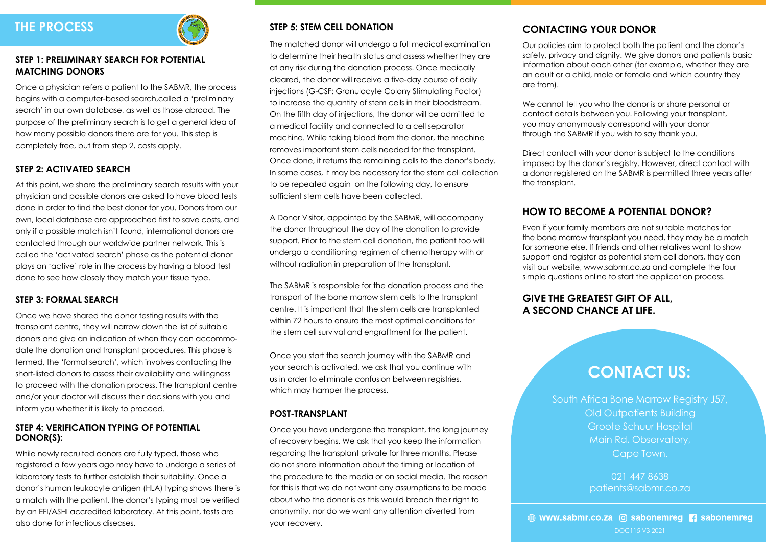# THE PROCESS

## STEP 1: PRELIMINARY SEARCH FOR POTENTIAL MATCHING DONORS

Once a physician refers a patient to the SABMR, the process begins with a computer-based search,called a 'preliminary search' in our own database, as well as those abroad. The purpose of the preliminary search is to get a general idea of how many possible donors there are for you. This step is completely free, but from step 2, costs apply.

## STEP 2: ACTIVATED SEARCH

At this point, we share the preliminary search results with your physician and possible donors are asked to have blood tests done in order to find the best donor for you. Donors from our own, local database are approached first to save costs, and only if a possible match isn't found, international donors are contacted through our worldwide partner network. This is called the 'activated search' phase as the potential donor plays an 'active' role in the process by having a blood test done to see how closely they match your tissue type.

## STEP 3: FORMAL SEARCH

Once we have shared the donor testing results with the transplant centre, they will narrow down the list of suitable donors and give an indication of when they can accommodate the donation and transplant procedures. This phase is termed, the 'formal search', which involves contacting the short-listed donors to assess their availability and willingness to proceed with the donation process. The transplant centre and/or your doctor will discuss their decisions with you and inform you whether it is likely to proceed.

## STEP 4: VERIFICATION TYPING OF POTENTIAL DONOR(S):

While newly recruited donors are fully typed, those who registered a few years ago may have to undergo a series of laboratory tests to further establish their suitability. Once a donor's human leukocyte antigen (HLA) typing shows there is a match with the patient, the donor's typing must be verified by an EFI/ASHI accredited laboratory. At this point, tests are also done for infectious diseases.

## STEP 5: STEM CELL DONATION

The matched donor will undergo a full medical examination to determine their health status and assess whether they are at any risk during the donation process. Once medically cleared, the donor will receive a five-day course of daily injections (G-CSF: Granulocyte Colony Stimulating Factor) to increase the quantity of stem cells in their bloodstream. On the fifth day of injections, the donor will be admitted to a medical facility and connected to a cell separator machine. While taking blood from the donor, the machine removes important stem cells needed for the transplant. Once done, it returns the remaining cells to the donor's body. In some cases, it may be necessary for the stem cell collection to be repeated again on the following day, to ensure sufficient stem cells have been collected.

A Donor Visitor, appointed by the SABMR, will accompany the donor throughout the day of the donation to provide support. Prior to the stem cell donation, the patient too will undergo a conditioning regimen of chemotherapy with or without radiation in preparation of the transplant.

The SABMR is responsible for the donation process and the transport of the bone marrow stem cells to the transplant centre. It is important that the stem cells are transplanted within 72 hours to ensure the most optimal conditions for the stem cell survival and engraftment for the patient.

Once you start the search journey with the SABMR and your search is activated, we ask that you continue with us in order to eliminate confusion between registries, which may hamper the process.

## POST-TRANSPLANT

Once you have undergone the transplant, the long journey of recovery begins. We ask that you keep the information regarding the transplant private for three months. Please do not share information about the timing or location of the procedure to the media or on social media. The reason for this is that we do not want any assumptions to be made about who the donor is as this would breach their right to anonymity, nor do we want any attention diverted from your recovery.

## CONTACTING YOUR DONOR

Our policies aim to protect both the patient and the donor's safety, privacy and dignity. We give donors and patients basic information about each other (for example, whether they are an adult or a child, male or female and which country they are from).

We cannot tell you who the donor is or share personal or contact details between you. Following your transplant, you may anonymously correspond with your donor through the SABMR if you wish to say thank you.

Direct contact with your donor is subject to the conditions imposed by the donor's registry. However, direct contact with a donor registered on the SABMR is permitted three years after the transplant.

## HOW TO BECOME A POTENTIAL DONOR?

Even if your family members are not suitable matches for the bone marrow transplant you need, they may be a match for someone else. If friends and other relatives want to show support and register as potential stem cell donors, they can visit our website, www.sabmr.co.za and complete the four simple questions online to start the application process.

## GIVE THE GREATEST GIFT OF ALL, A SECOND CHANCE AT LIFE.

# CONTACT US:

South Africa Bone Marrow Registry J57,
Old Outpatients Building
Groote Schuur Hospital
Main Rd, Observatory,
Cape Town.

021 447 8638
patients@sabmr.co.za

www.sabmr.co.za sabonemreg sabonemreg

DOC115 V3 2021